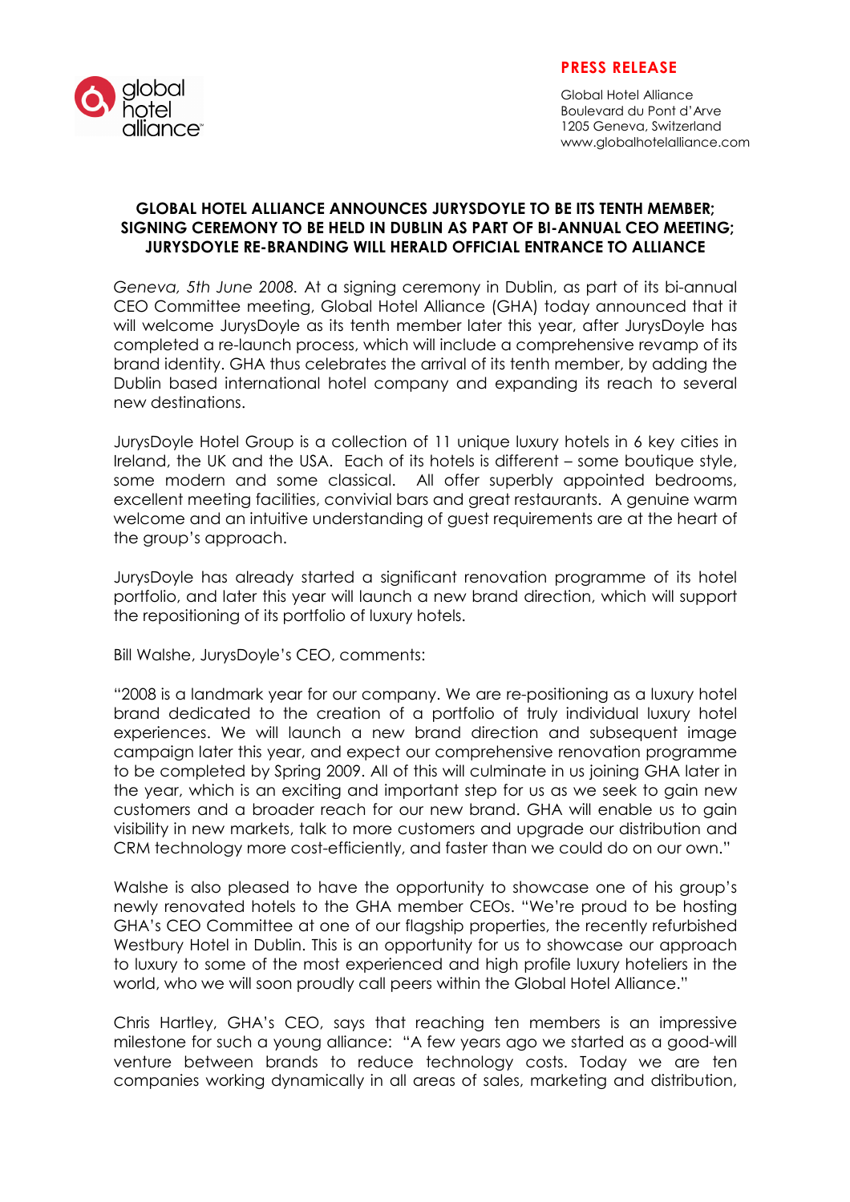**PRESS RELEASE**

Global Hotel Alliance
Boulevard du Pont d'Arve
1205 Geneva, Switzerland
www.globalhotelalliance.com

**GLOBAL HOTEL ALLIANCE ANNOUNCES JURYSDOYLE TO BE ITS TENTH MEMBER; SIGNING CEREMONY TO BE HELD IN DUBLIN AS PART OF BI-ANNUAL CEO MEETING; JURYSDOYLE RE-BRANDING WILL HERALD OFFICIAL ENTRANCE TO ALLIANCE**

*Geneva, 5th June 2008.* At a signing ceremony in Dublin, as part of its bi-annual CEO Committee meeting, Global Hotel Alliance (GHA) today announced that it will welcome JurysDoyle as its tenth member later this year, after JurysDoyle has completed a re-launch process, which will include a comprehensive revamp of its brand identity. GHA thus celebrates the arrival of its tenth member, by adding the Dublin based international hotel company and expanding its reach to several new destinations.

JurysDoyle Hotel Group is a collection of 11 unique luxury hotels in 6 key cities in Ireland, the UK and the USA. Each of its hotels is different – some boutique style, some modern and some classical. All offer superbly appointed bedrooms, excellent meeting facilities, convivial bars and great restaurants. A genuine warm welcome and an intuitive understanding of guest requirements are at the heart of the group's approach.

JurysDoyle has already started a significant renovation programme of its hotel portfolio, and later this year will launch a new brand direction, which will support the repositioning of its portfolio of luxury hotels.

Bill Walshe, JurysDoyle's CEO, comments:

"2008 is a landmark year for our company. We are re-positioning as a luxury hotel brand dedicated to the creation of a portfolio of truly individual luxury hotel experiences. We will launch a new brand direction and subsequent image campaign later this year, and expect our comprehensive renovation programme to be completed by Spring 2009. All of this will culminate in us joining GHA later in the year, which is an exciting and important step for us as we seek to gain new customers and a broader reach for our new brand. GHA will enable us to gain visibility in new markets, talk to more customers and upgrade our distribution and CRM technology more cost-efficiently, and faster than we could do on our own."

Walshe is also pleased to have the opportunity to showcase one of his group's newly renovated hotels to the GHA member CEOs. "We're proud to be hosting GHA's CEO Committee at one of our flagship properties, the recently refurbished Westbury Hotel in Dublin. This is an opportunity for us to showcase our approach to luxury to some of the most experienced and high profile luxury hoteliers in the world, who we will soon proudly call peers within the Global Hotel Alliance."

Chris Hartley, GHA's CEO, says that reaching ten members is an impressive milestone for such a young alliance: "A few years ago we started as a good-will venture between brands to reduce technology costs. Today we are ten companies working dynamically in all areas of sales, marketing and distribution,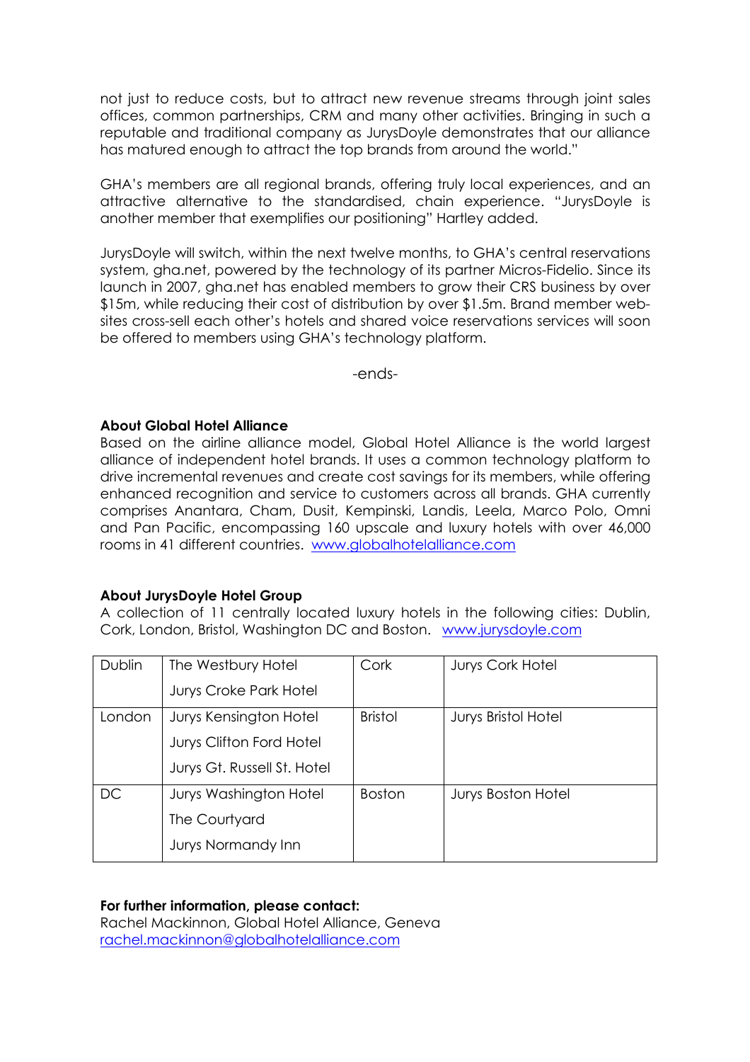not just to reduce costs, but to attract new revenue streams through joint sales offices, common partnerships, CRM and many other activities. Bringing in such a reputable and traditional company as JurysDoyle demonstrates that our alliance has matured enough to attract the top brands from around the world."

GHA's members are all regional brands, offering truly local experiences, and an attractive alternative to the standardised, chain experience. "JurysDoyle is another member that exemplifies our positioning" Hartley added.

JurysDoyle will switch, within the next twelve months, to GHA's central reservations system, gha.net, powered by the technology of its partner Micros-Fidelio. Since its launch in 2007, gha.net has enabled members to grow their CRS business by over $15m, while reducing their cost of distribution by over $1.5m. Brand member web-sites cross-sell each other's hotels and shared voice reservations services will soon be offered to members using GHA's technology platform.

-ends-

**About Global Hotel Alliance**

Based on the airline alliance model, Global Hotel Alliance is the world largest alliance of independent hotel brands. It uses a common technology platform to drive incremental revenues and create cost savings for its members, while offering enhanced recognition and service to customers across all brands. GHA currently comprises Anantara, Cham, Dusit, Kempinski, Landis, Leela, Marco Polo, Omni and Pan Pacific, encompassing 160 upscale and luxury hotels with over 46,000 rooms in 41 different countries. www.globalhotelalliance.com

**About JurysDoyle Hotel Group**

A collection of 11 centrally located luxury hotels in the following cities: Dublin, Cork, London, Bristol, Washington DC and Boston. www.jurysdoyle.com

| | | | |
|---|---|---|---|
| Dublin | The Westbury Hotel<br>Jurys Croke Park Hotel | Cork | Jurys Cork Hotel |
| London | Jurys Kensington Hotel<br>Jurys Clifton Ford Hotel<br>Jurys Gt. Russell St. Hotel | Bristol | Jurys Bristol Hotel |
| DC | Jurys Washington Hotel<br>The Courtyard<br>Jurys Normandy Inn | Boston | Jurys Boston Hotel |

**For further information, please contact:**

Rachel Mackinnon, Global Hotel Alliance, Geneva
rachel.mackinnon@globalhotelalliance.com